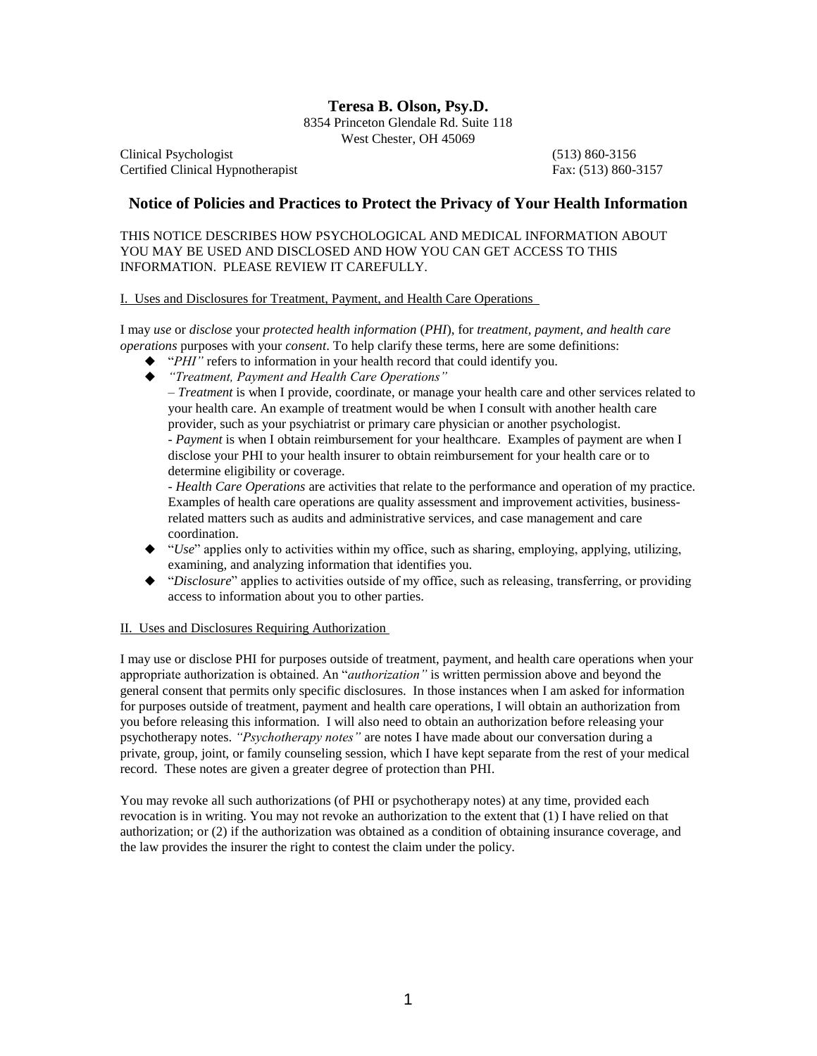**Teresa B. Olson, Psy.D.**

8354 Princeton Glendale Rd. Suite 118
West Chester, OH 45069

Clinical Psychologist (513) 860-3156
Certified Clinical Hypnotherapist Fax: (513) 860-3157

## Notice of Policies and Practices to Protect the Privacy of Your Health Information

THIS NOTICE DESCRIBES HOW PSYCHOLOGICAL AND MEDICAL INFORMATION ABOUT YOU MAY BE USED AND DISCLOSED AND HOW YOU CAN GET ACCESS TO THIS INFORMATION. PLEASE REVIEW IT CAREFULLY.

### I. Uses and Disclosures for Treatment, Payment, and Health Care Operations

I may *use* or *disclose* your *protected health information* (*PHI*), for *treatment, payment, and health care operations* purposes with your *consent*. To help clarify these terms, here are some definitions:

- "*PHI"* refers to information in your health record that could identify you.
- *"Treatment, Payment and Health Care Operations"*
  – *Treatment* is when I provide, coordinate, or manage your health care and other services related to your health care. An example of treatment would be when I consult with another health care provider, such as your psychiatrist or primary care physician or another psychologist.
  - *Payment* is when I obtain reimbursement for your healthcare. Examples of payment are when I disclose your PHI to your health insurer to obtain reimbursement for your health care or to determine eligibility or coverage.
  - *Health Care Operations* are activities that relate to the performance and operation of my practice. Examples of health care operations are quality assessment and improvement activities, business-related matters such as audits and administrative services, and case management and care coordination.
- "*Use*" applies only to activities within my office, such as sharing, employing, applying, utilizing, examining, and analyzing information that identifies you.
- "*Disclosure*" applies to activities outside of my office, such as releasing, transferring, or providing access to information about you to other parties.

### II. Uses and Disclosures Requiring Authorization

I may use or disclose PHI for purposes outside of treatment, payment, and health care operations when your appropriate authorization is obtained. An "*authorization"* is written permission above and beyond the general consent that permits only specific disclosures. In those instances when I am asked for information for purposes outside of treatment, payment and health care operations, I will obtain an authorization from you before releasing this information. I will also need to obtain an authorization before releasing your psychotherapy notes. *"Psychotherapy notes"* are notes I have made about our conversation during a private, group, joint, or family counseling session, which I have kept separate from the rest of your medical record. These notes are given a greater degree of protection than PHI.

You may revoke all such authorizations (of PHI or psychotherapy notes) at any time, provided each revocation is in writing. You may not revoke an authorization to the extent that (1) I have relied on that authorization; or (2) if the authorization was obtained as a condition of obtaining insurance coverage, and the law provides the insurer the right to contest the claim under the policy.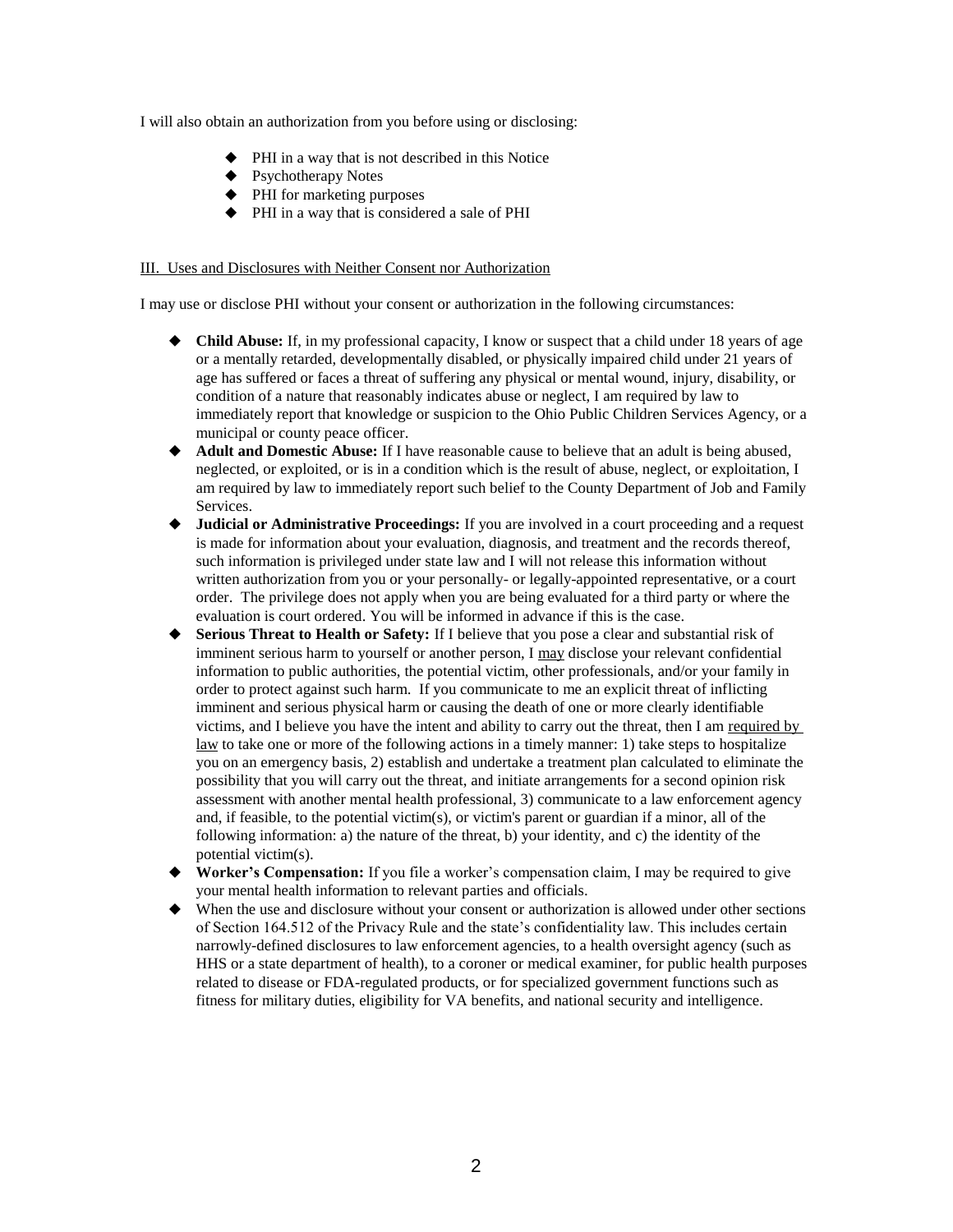I will also obtain an authorization from you before using or disclosing:

- PHI in a way that is not described in this Notice
- Psychotherapy Notes
- PHI for marketing purposes
- PHI in a way that is considered a sale of PHI

III. Uses and Disclosures with Neither Consent nor Authorization

I may use or disclose PHI without your consent or authorization in the following circumstances:

- **Child Abuse:** If, in my professional capacity, I know or suspect that a child under 18 years of age or a mentally retarded, developmentally disabled, or physically impaired child under 21 years of age has suffered or faces a threat of suffering any physical or mental wound, injury, disability, or condition of a nature that reasonably indicates abuse or neglect, I am required by law to immediately report that knowledge or suspicion to the Ohio Public Children Services Agency, or a municipal or county peace officer.
- **Adult and Domestic Abuse:** If I have reasonable cause to believe that an adult is being abused, neglected, or exploited, or is in a condition which is the result of abuse, neglect, or exploitation, I am required by law to immediately report such belief to the County Department of Job and Family Services.
- **Judicial or Administrative Proceedings:** If you are involved in a court proceeding and a request is made for information about your evaluation, diagnosis, and treatment and the records thereof, such information is privileged under state law and I will not release this information without written authorization from you or your personally- or legally-appointed representative, or a court order. The privilege does not apply when you are being evaluated for a third party or where the evaluation is court ordered. You will be informed in advance if this is the case.
- **Serious Threat to Health or Safety:** If I believe that you pose a clear and substantial risk of imminent serious harm to yourself or another person, I may disclose your relevant confidential information to public authorities, the potential victim, other professionals, and/or your family in order to protect against such harm. If you communicate to me an explicit threat of inflicting imminent and serious physical harm or causing the death of one or more clearly identifiable victims, and I believe you have the intent and ability to carry out the threat, then I am required by law to take one or more of the following actions in a timely manner: 1) take steps to hospitalize you on an emergency basis, 2) establish and undertake a treatment plan calculated to eliminate the possibility that you will carry out the threat, and initiate arrangements for a second opinion risk assessment with another mental health professional, 3) communicate to a law enforcement agency and, if feasible, to the potential victim(s), or victim's parent or guardian if a minor, all of the following information: a) the nature of the threat, b) your identity, and c) the identity of the potential victim(s).
- **Worker's Compensation:** If you file a worker's compensation claim, I may be required to give your mental health information to relevant parties and officials.
- When the use and disclosure without your consent or authorization is allowed under other sections of Section 164.512 of the Privacy Rule and the state's confidentiality law. This includes certain narrowly-defined disclosures to law enforcement agencies, to a health oversight agency (such as HHS or a state department of health), to a coroner or medical examiner, for public health purposes related to disease or FDA-regulated products, or for specialized government functions such as fitness for military duties, eligibility for VA benefits, and national security and intelligence.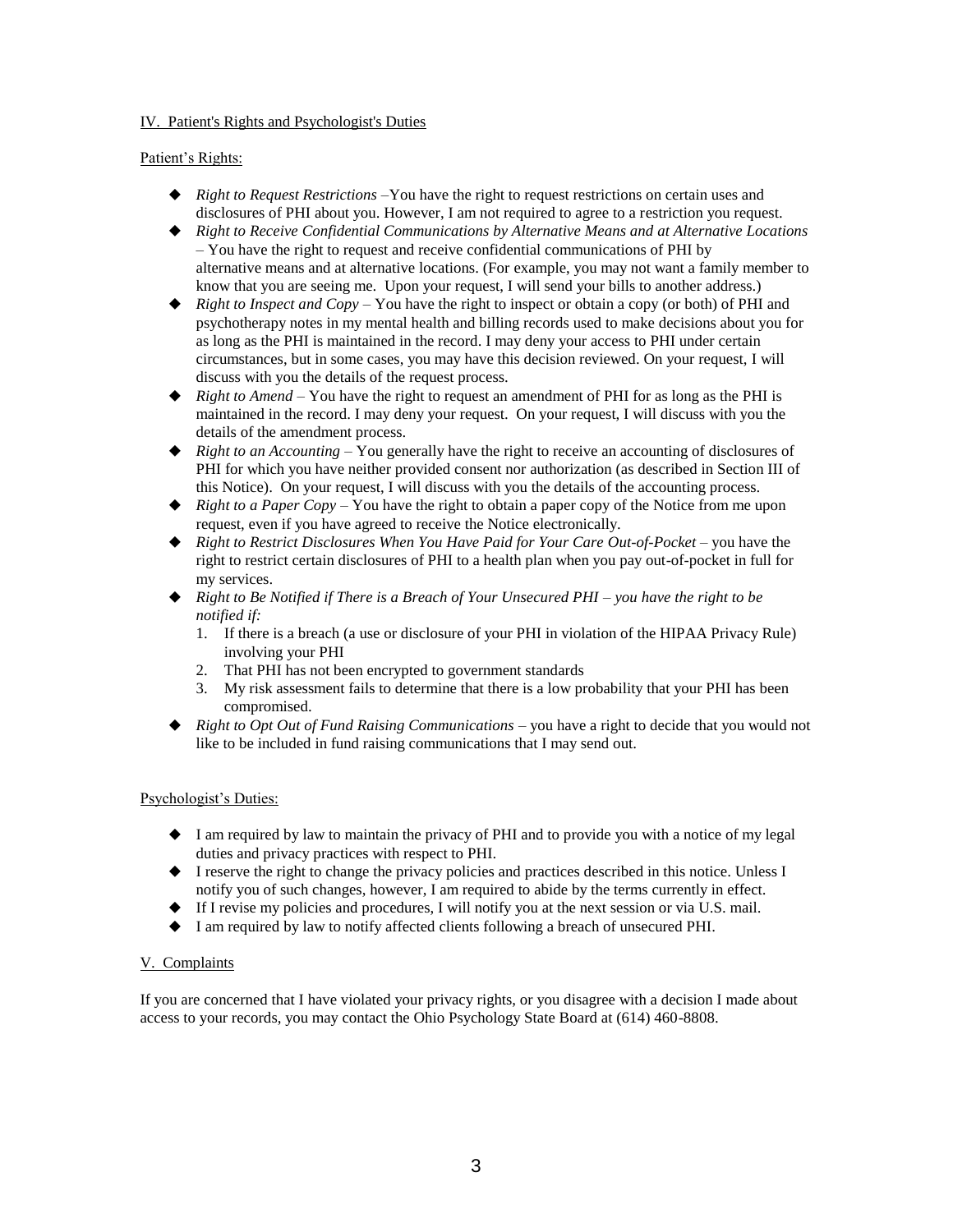## IV. Patient's Rights and Psychologist's Duties

Patient's Rights:

- *Right to Request Restrictions* –You have the right to request restrictions on certain uses and disclosures of PHI about you. However, I am not required to agree to a restriction you request.
- *Right to Receive Confidential Communications by Alternative Means and at Alternative Locations* – You have the right to request and receive confidential communications of PHI by alternative means and at alternative locations. (For example, you may not want a family member to know that you are seeing me. Upon your request, I will send your bills to another address.)
- *Right to Inspect and Copy* – You have the right to inspect or obtain a copy (or both) of PHI and psychotherapy notes in my mental health and billing records used to make decisions about you for as long as the PHI is maintained in the record. I may deny your access to PHI under certain circumstances, but in some cases, you may have this decision reviewed. On your request, I will discuss with you the details of the request process.
- *Right to Amend* – You have the right to request an amendment of PHI for as long as the PHI is maintained in the record. I may deny your request. On your request, I will discuss with you the details of the amendment process.
- *Right to an Accounting* – You generally have the right to receive an accounting of disclosures of PHI for which you have neither provided consent nor authorization (as described in Section III of this Notice). On your request, I will discuss with you the details of the accounting process.
- *Right to a Paper Copy* – You have the right to obtain a paper copy of the Notice from me upon request, even if you have agreed to receive the Notice electronically.
- *Right to Restrict Disclosures When You Have Paid for Your Care Out-of-Pocket* – you have the right to restrict certain disclosures of PHI to a health plan when you pay out-of-pocket in full for my services.
- *Right to Be Notified if There is a Breach of Your Unsecured PHI – you have the right to be notified if:*
  1. If there is a breach (a use or disclosure of your PHI in violation of the HIPAA Privacy Rule) involving your PHI
  2. That PHI has not been encrypted to government standards
  3. My risk assessment fails to determine that there is a low probability that your PHI has been compromised.
- *Right to Opt Out of Fund Raising Communications* – you have a right to decide that you would not like to be included in fund raising communications that I may send out.

Psychologist's Duties:

- I am required by law to maintain the privacy of PHI and to provide you with a notice of my legal duties and privacy practices with respect to PHI.
- I reserve the right to change the privacy policies and practices described in this notice. Unless I notify you of such changes, however, I am required to abide by the terms currently in effect.
- If I revise my policies and procedures, I will notify you at the next session or via U.S. mail.
- I am required by law to notify affected clients following a breach of unsecured PHI.

## V. Complaints

If you are concerned that I have violated your privacy rights, or you disagree with a decision I made about access to your records, you may contact the Ohio Psychology State Board at (614) 460-8808.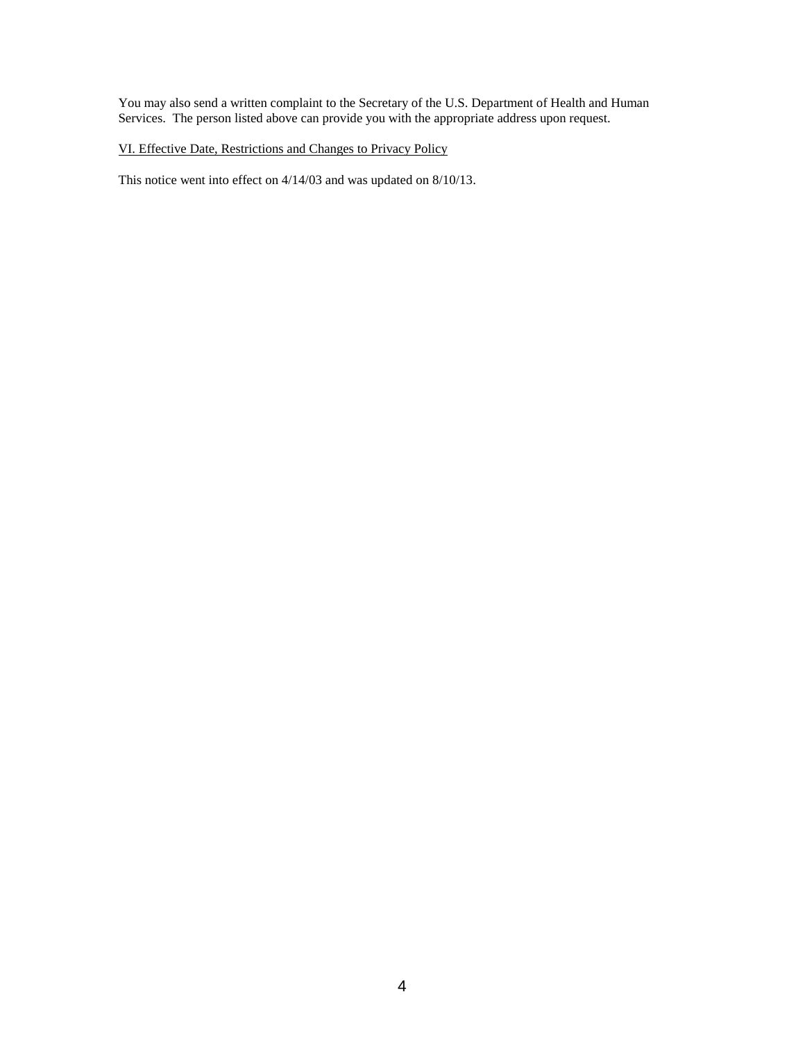You may also send a written complaint to the Secretary of the U.S. Department of Health and Human Services. The person listed above can provide you with the appropriate address upon request.

VI. Effective Date, Restrictions and Changes to Privacy Policy

This notice went into effect on 4/14/03 and was updated on 8/10/13.